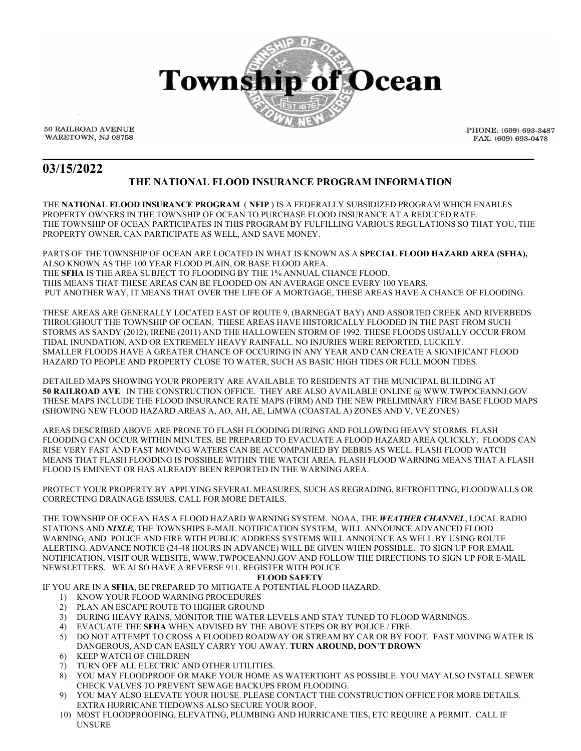# Township of Ocean

50 RAILROAD AVENUE
WARETOWN, NJ 08758

PHONE: (609) 693-3487
FAX: (609) 693-0478

## 03/15/2022

### THE NATIONAL FLOOD INSURANCE PROGRAM INFORMATION

THE **NATIONAL FLOOD INSURANCE PROGRAM** ( **NFIP** ) IS A FEDERALLY SUBSIDIZED PROGRAM WHICH ENABLES PROPERTY OWNERS IN THE TOWNSHIP OF OCEAN TO PURCHASE FLOOD INSURANCE AT A REDUCED RATE.
THE TOWNSHIP OF OCEAN PARTICIPATES IN THIS PROGRAM BY FULFILLING VARIOUS REGULATIONS SO THAT YOU, THE PROPERTY OWNER, CAN PARTICIPATE AS WELL, AND SAVE MONEY.

PARTS OF THE TOWNSHIP OF OCEAN ARE LOCATED IN WHAT IS KNOWN AS A **SPECIAL FLOOD HAZARD AREA (SFHA),** ALSO KNOWN AS THE 100 YEAR FLOOD PLAIN, OR BASE FLOOD AREA.
THE **SFHA** IS THE AREA SUBJECT TO FLOODING BY THE 1% ANNUAL CHANCE FLOOD.
THIS MEANS THAT THESE AREAS CAN BE FLOODED ON AN AVERAGE ONCE EVERY 100 YEARS.
PUT ANOTHER WAY, IT MEANS THAT OVER THE LIFE OF A MORTGAGE, THESE AREAS HAVE A CHANCE OF FLOODING.

THESE AREAS ARE GENERALLY LOCATED EAST OF ROUTE 9, (BARNEGAT BAY) AND ASSORTED CREEK AND RIVERBEDS THROUGHOUT THE TOWNSHIP OF OCEAN. THESE AREAS HAVE HISTORICALLY FLOODED IN THE PAST FROM SUCH STORMS AS SANDY (2012), IRENE (2011) AND THE HALLOWEEN STORM OF 1992. THESE FLOODS USUALLY OCCUR FROM TIDAL INUNDATION, AND OR EXTREMELY HEAVY RAINFALL. NO INJURIES WERE REPORTED, LUCKILY.
SMALLER FLOODS HAVE A GREATER CHANCE OF OCCURING IN ANY YEAR AND CAN CREATE A SIGNIFICANT FLOOD HAZARD TO PEOPLE AND PROPERTY CLOSE TO WATER, SUCH AS BASIC HIGH TIDES OR FULL MOON TIDES.

DETAILED MAPS SHOWING YOUR PROPERTY ARE AVAILABLE TO RESIDENTS AT THE MUNICIPAL BUILDING AT **50 RAILROAD AVE** IN THE CONSTRUCTION OFFICE. THEY ARE ALSO AVAILABLE ONLINE @ WWW.TWPOCEANNJ.GOV THESE MAPS INCLUDE THE FLOOD INSURANCE RATE MAPS (FIRM) AND THE NEW PRELIMINARY FIRM BASE FLOOD MAPS (SHOWING NEW FLOOD HAZARD AREAS A, AO, AH, AE, LiMWA (COASTAL A) ZONES AND V, VE ZONES)

AREAS DESCRIBED ABOVE ARE PRONE TO FLASH FLOODING DURING AND FOLLOWING HEAVY STORMS. FLASH FLOODING CAN OCCUR WITHIN MINUTES. BE PREPARED TO EVACUATE A FLOOD HAZARD AREA QUICKLY. FLOODS CAN RISE VERY FAST AND FAST MOVING WATERS CAN BE ACCOMPANIED BY DEBRIS AS WELL. FLASH FLOOD WATCH MEANS THAT FLASH FLOODING IS POSSIBLE WITHIN THE WATCH AREA. FLASH FLOOD WARNING MEANS THAT A FLASH FLOOD IS EMINENT OR HAS ALREADY BEEN REPORTED IN THE WARNING AREA.

PROTECT YOUR PROPERTY BY APPLYING SEVERAL MEASURES, SUCH AS REGRADING, RETROFITTING, FLOODWALLS OR CORRECTING DRAINAGE ISSUES. CALL FOR MORE DETAILS.

THE TOWNSHIP OF OCEAN HAS A FLOOD HAZARD WARNING SYSTEM. NOAA, THE ***WEATHER CHANNEL***, LOCAL RADIO STATIONS AND ***NIXLE***, THE TOWNSHIPS E-MAIL NOTIFICATION SYSTEM, WILL ANNOUNCE ADVANCED FLOOD WARNING, AND POLICE AND FIRE WITH PUBLIC ADDRESS SYSTEMS WILL ANNOUNCE AS WELL BY USING ROUTE ALERTING. ADVANCE NOTICE (24-48 HOURS IN ADVANCE) WILL BE GIVEN WHEN POSSIBLE. TO SIGN UP FOR EMAIL NOTIFICATION, VISIT OUR WEBSITE, WWW.TWPOCEANNJ.GOV AND FOLLOW THE DIRECTIONS TO SIGN UP FOR E-MAIL NEWSLETTERS. WE ALSO HAVE A REVERSE 911. REGISTER WITH POLICE

**FLOOD SAFETY**

IF YOU ARE IN A **SFHA**, BE PREPARED TO MITIGATE A POTENTIAL FLOOD HAZARD.

1) KNOW YOUR FLOOD WARNING PROCEDURES
2) PLAN AN ESCAPE ROUTE TO HIGHER GROUND
3) DURING HEAVY RAINS, MONITOR THE WATER LEVELS AND STAY TUNED TO FLOOD WARNINGS.
4) EVACUATE THE **SFHA** WHEN ADVISED BY THE ABOVE STEPS OR BY POLICE / FIRE.
5) DO NOT ATTEMPT TO CROSS A FLOODED ROADWAY OR STREAM BY CAR OR BY FOOT. FAST MOVING WATER IS DANGEROUS, AND CAN EASILY CARRY YOU AWAY. **TURN AROUND, DON'T DROWN**
6) KEEP WATCH OF CHILDREN
7) TURN OFF ALL ELECTRIC AND OTHER UTILITIES.
8) YOU MAY FLOODPROOF OR MAKE YOUR HOME AS WATERTIGHT AS POSSIBLE. YOU MAY ALSO INSTALL SEWER CHECK VALVES TO PREVENT SEWAGE BACKUPS FROM FLOODING.
9) YOU MAY ALSO ELEVATE YOUR HOUSE. PLEASE CONTACT THE CONSTRUCTION OFFICE FOR MORE DETAILS. EXTRA HURRICANE TIEDOWNS ALSO SECURE YOUR ROOF.
10) MOST FLOODPROOFING, ELEVATING, PLUMBING AND HURRICANE TIES, ETC REQUIRE A PERMIT. CALL IF UNSURE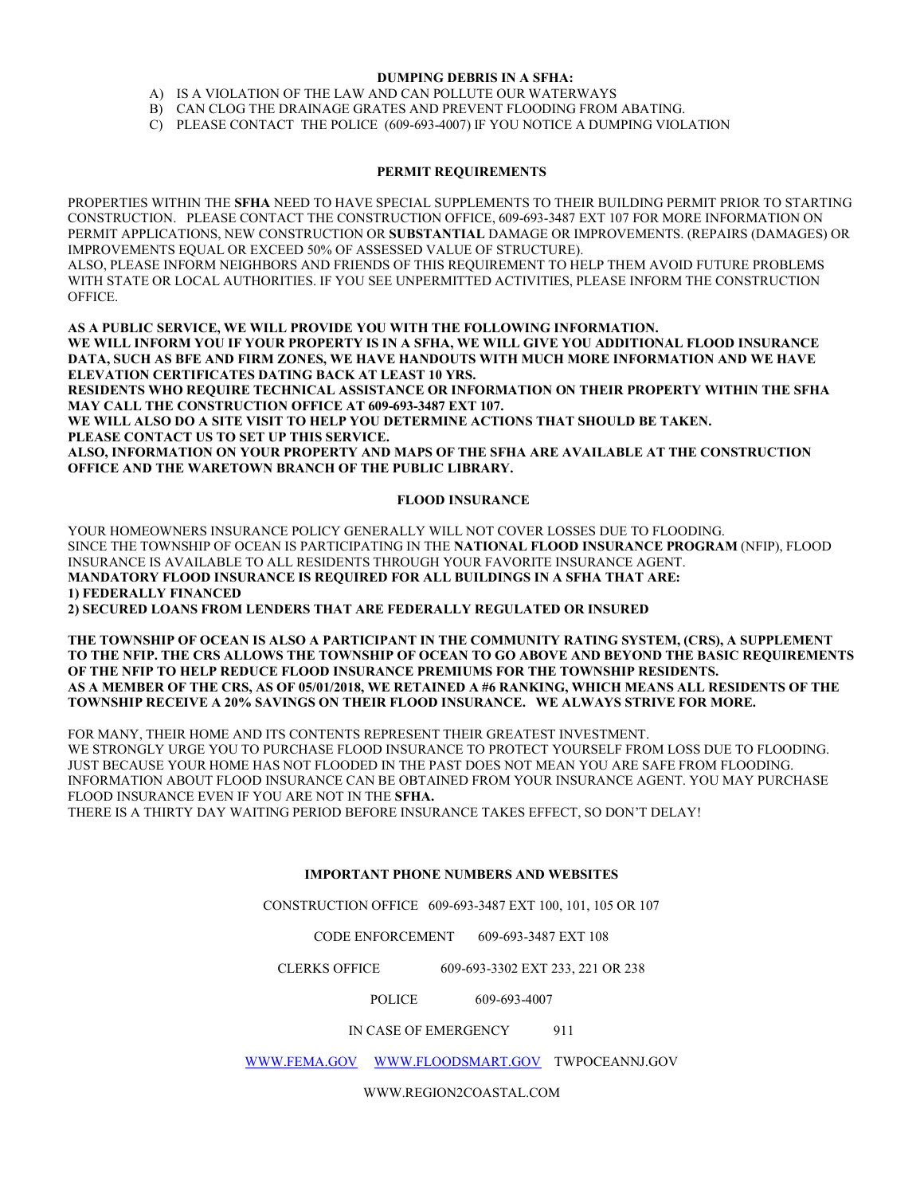## DUMPING DEBRIS IN A SFHA:

A) IS A VIOLATION OF THE LAW AND CAN POLLUTE OUR WATERWAYS
B) CAN CLOG THE DRAINAGE GRATES AND PREVENT FLOODING FROM ABATING.
C) PLEASE CONTACT THE POLICE (609-693-4007) IF YOU NOTICE A DUMPING VIOLATION

## PERMIT REQUIREMENTS

PROPERTIES WITHIN THE **SFHA** NEED TO HAVE SPECIAL SUPPLEMENTS TO THEIR BUILDING PERMIT PRIOR TO STARTING CONSTRUCTION. PLEASE CONTACT THE CONSTRUCTION OFFICE, 609-693-3487 EXT 107 FOR MORE INFORMATION ON PERMIT APPLICATIONS, NEW CONSTRUCTION OR **SUBSTANTIAL** DAMAGE OR IMPROVEMENTS. (REPAIRS (DAMAGES) OR IMPROVEMENTS EQUAL OR EXCEED 50% OF ASSESSED VALUE OF STRUCTURE).
ALSO, PLEASE INFORM NEIGHBORS AND FRIENDS OF THIS REQUIREMENT TO HELP THEM AVOID FUTURE PROBLEMS WITH STATE OR LOCAL AUTHORITIES. IF YOU SEE UNPERMITTED ACTIVITIES, PLEASE INFORM THE CONSTRUCTION OFFICE.

**AS A PUBLIC SERVICE, WE WILL PROVIDE YOU WITH THE FOLLOWING INFORMATION.**
**WE WILL INFORM YOU IF YOUR PROPERTY IS IN A SFHA, WE WILL GIVE YOU ADDITIONAL FLOOD INSURANCE DATA, SUCH AS BFE AND FIRM ZONES, WE HAVE HANDOUTS WITH MUCH MORE INFORMATION AND WE HAVE ELEVATION CERTIFICATES DATING BACK AT LEAST 10 YRS.**
**RESIDENTS WHO REQUIRE TECHNICAL ASSISTANCE OR INFORMATION ON THEIR PROPERTY WITHIN THE SFHA MAY CALL THE CONSTRUCTION OFFICE AT 609-693-3487 EXT 107.**
**WE WILL ALSO DO A SITE VISIT TO HELP YOU DETERMINE ACTIONS THAT SHOULD BE TAKEN.**
**PLEASE CONTACT US TO SET UP THIS SERVICE.**
**ALSO, INFORMATION ON YOUR PROPERTY AND MAPS OF THE SFHA ARE AVAILABLE AT THE CONSTRUCTION OFFICE AND THE WARETOWN BRANCH OF THE PUBLIC LIBRARY.**

## FLOOD INSURANCE

YOUR HOMEOWNERS INSURANCE POLICY GENERALLY WILL NOT COVER LOSSES DUE TO FLOODING.
SINCE THE TOWNSHIP OF OCEAN IS PARTICIPATING IN THE **NATIONAL FLOOD INSURANCE PROGRAM** (NFIP), FLOOD INSURANCE IS AVAILABLE TO ALL RESIDENTS THROUGH YOUR FAVORITE INSURANCE AGENT.
**MANDATORY FLOOD INSURANCE IS REQUIRED FOR ALL BUILDINGS IN A SFHA THAT ARE:**
**1) FEDERALLY FINANCED**
**2) SECURED LOANS FROM LENDERS THAT ARE FEDERALLY REGULATED OR INSURED**

**THE TOWNSHIP OF OCEAN IS ALSO A PARTICIPANT IN THE COMMUNITY RATING SYSTEM, (CRS), A SUPPLEMENT TO THE NFIP. THE CRS ALLOWS THE TOWNSHIP OF OCEAN TO GO ABOVE AND BEYOND THE BASIC REQUIREMENTS OF THE NFIP TO HELP REDUCE FLOOD INSURANCE PREMIUMS FOR THE TOWNSHIP RESIDENTS.**
**AS A MEMBER OF THE CRS, AS OF 05/01/2018, WE RETAINED A #6 RANKING, WHICH MEANS ALL RESIDENTS OF THE TOWNSHIP RECEIVE A 20% SAVINGS ON THEIR FLOOD INSURANCE. WE ALWAYS STRIVE FOR MORE.**

FOR MANY, THEIR HOME AND ITS CONTENTS REPRESENT THEIR GREATEST INVESTMENT.
WE STRONGLY URGE YOU TO PURCHASE FLOOD INSURANCE TO PROTECT YOURSELF FROM LOSS DUE TO FLOODING.
JUST BECAUSE YOUR HOME HAS NOT FLOODED IN THE PAST DOES NOT MEAN YOU ARE SAFE FROM FLOODING.
INFORMATION ABOUT FLOOD INSURANCE CAN BE OBTAINED FROM YOUR INSURANCE AGENT. YOU MAY PURCHASE FLOOD INSURANCE EVEN IF YOU ARE NOT IN THE **SFHA.**
THERE IS A THIRTY DAY WAITING PERIOD BEFORE INSURANCE TAKES EFFECT, SO DON'T DELAY!

## IMPORTANT PHONE NUMBERS AND WEBSITES

CONSTRUCTION OFFICE 609-693-3487 EXT 100, 101, 105 OR 107

CODE ENFORCEMENT 609-693-3487 EXT 108

CLERKS OFFICE 609-693-3302 EXT 233, 221 OR 238

POLICE 609-693-4007

IN CASE OF EMERGENCY 911

WWW.FEMA.GOV WWW.FLOODSMART.GOV TWPOCEANNJ.GOV

WWW.REGION2COASTAL.COM